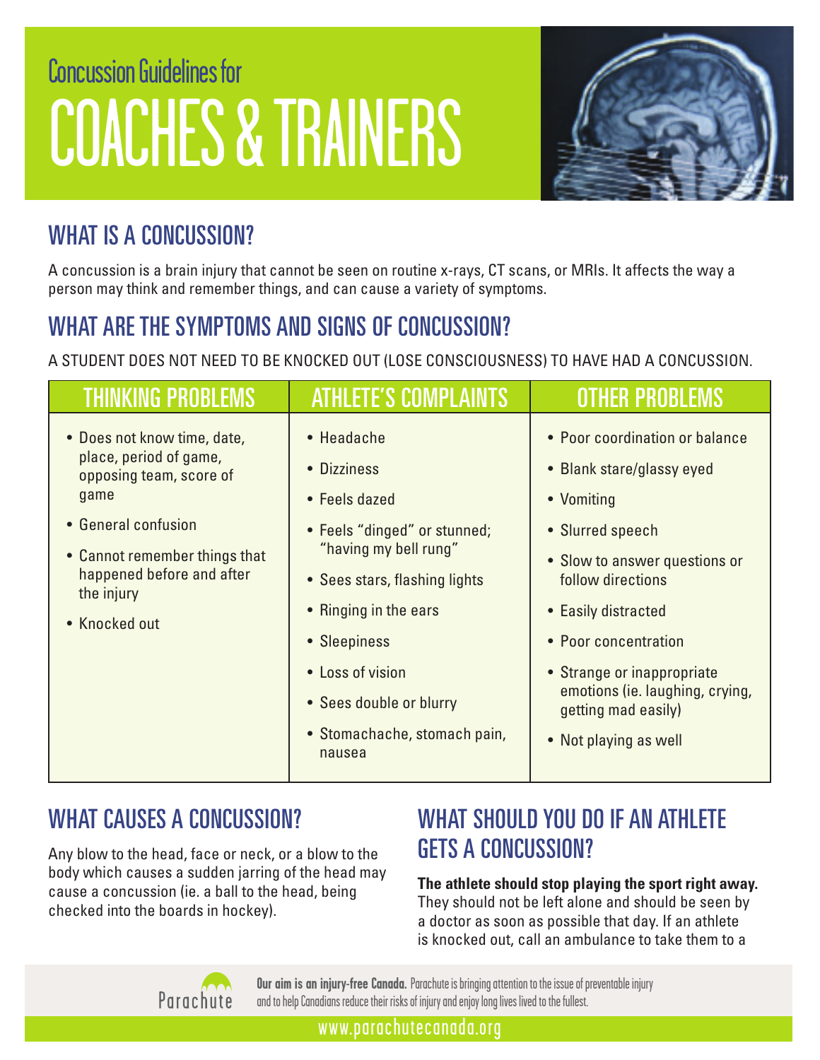Concussion Guidelines for

# COACHES & TRAINERS

## WHAT IS A CONCUSSION?

A concussion is a brain injury that cannot be seen on routine x-rays, CT scans, or MRIs. It affects the way a person may think and remember things, and can cause a variety of symptoms.

## WHAT ARE THE SYMPTOMS AND SIGNS OF CONCUSSION?

A STUDENT DOES NOT NEED TO BE KNOCKED OUT (LOSE CONSCIOUSNESS) TO HAVE HAD A CONCUSSION.

| THINKING PROBLEMS | ATHLETE'S COMPLAINTS | OTHER PROBLEMS |
|---|---|---|
| • Does not know time, date, place, period of game, opposing team, score of game<br>• General confusion<br>• Cannot remember things that happened before and after the injury<br>• Knocked out | • Headache<br>• Dizziness<br>• Feels dazed<br>• Feels "dinged" or stunned; "having my bell rung"<br>• Sees stars, flashing lights<br>• Ringing in the ears<br>• Sleepiness<br>• Loss of vision<br>• Sees double or blurry<br>• Stomachache, stomach pain, nausea | • Poor coordination or balance<br>• Blank stare/glassy eyed<br>• Vomiting<br>• Slurred speech<br>• Slow to answer questions or follow directions<br>• Easily distracted<br>• Poor concentration<br>• Strange or inappropriate emotions (ie. laughing, crying, getting mad easily)<br>• Not playing as well |

## WHAT CAUSES A CONCUSSION?

Any blow to the head, face or neck, or a blow to the body which causes a sudden jarring of the head may cause a concussion (ie. a ball to the head, being checked into the boards in hockey).

## WHAT SHOULD YOU DO IF AN ATHLETE GETS A CONCUSSION?

**The athlete should stop playing the sport right away.** They should not be left alone and should be seen by a doctor as soon as possible that day. If an athlete is knocked out, call an ambulance to take them to a

Parachute

**Our aim is an injury-free Canada.** Parachute is bringing attention to the issue of preventable injury and to help Canadians reduce their risks of injury and enjoy long lives lived to the fullest.

www.parachutecanada.org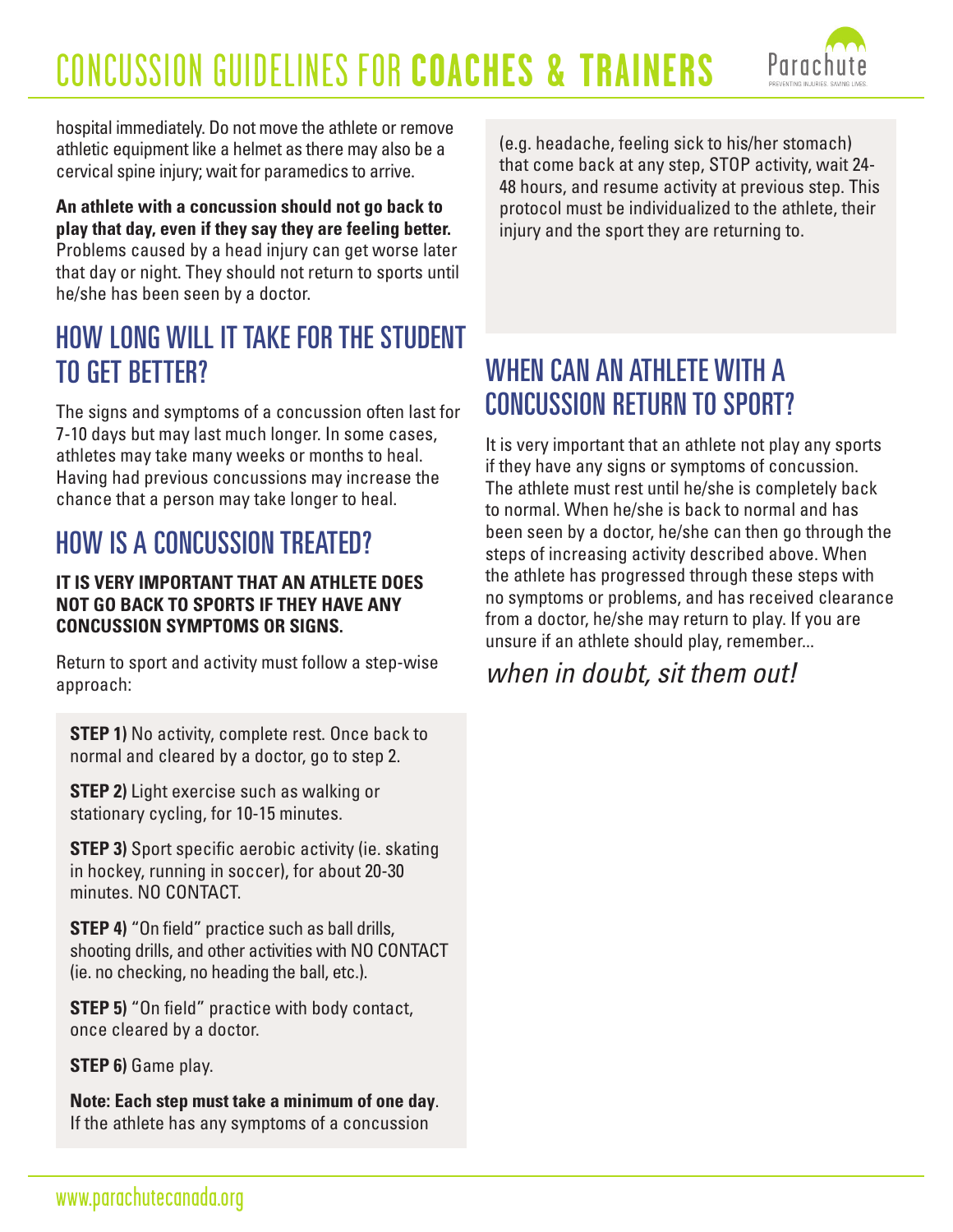hospital immediately. Do not move the athlete or remove athletic equipment like a helmet as there may also be a cervical spine injury; wait for paramedics to arrive.

**An athlete with a concussion should not go back to play that day, even if they say they are feeling better.** Problems caused by a head injury can get worse later that day or night. They should not return to sports until he/she has been seen by a doctor.

## HOW LONG WILL IT TAKE FOR THE STUDENT TO GET BETTER?

The signs and symptoms of a concussion often last for 7-10 days but may last much longer. In some cases, athletes may take many weeks or months to heal. Having had previous concussions may increase the chance that a person may take longer to heal.

## HOW IS A CONCUSSION TREATED?

**IT IS VERY IMPORTANT THAT AN ATHLETE DOES NOT GO BACK TO SPORTS IF THEY HAVE ANY CONCUSSION SYMPTOMS OR SIGNS.**

Return to sport and activity must follow a step-wise approach:

**STEP 1)** No activity, complete rest. Once back to normal and cleared by a doctor, go to step 2.

**STEP 2)** Light exercise such as walking or stationary cycling, for 10-15 minutes.

**STEP 3)** Sport specific aerobic activity (ie. skating in hockey, running in soccer), for about 20-30 minutes. NO CONTACT.

**STEP 4)** "On field" practice such as ball drills, shooting drills, and other activities with NO CONTACT (ie. no checking, no heading the ball, etc.).

**STEP 5)** "On field" practice with body contact, once cleared by a doctor.

**STEP 6)** Game play.

**Note: Each step must take a minimum of one day**. If the athlete has any symptoms of a concussion (e.g. headache, feeling sick to his/her stomach) that come back at any step, STOP activity, wait 24-48 hours, and resume activity at previous step. This protocol must be individualized to the athlete, their injury and the sport they are returning to.

## WHEN CAN AN ATHLETE WITH A CONCUSSION RETURN TO SPORT?

It is very important that an athlete not play any sports if they have any signs or symptoms of concussion. The athlete must rest until he/she is completely back to normal. When he/she is back to normal and has been seen by a doctor, he/she can then go through the steps of increasing activity described above. When the athlete has progressed through these steps with no symptoms or problems, and has received clearance from a doctor, he/she may return to play. If you are unsure if an athlete should play, remember...

*when in doubt, sit them out!*